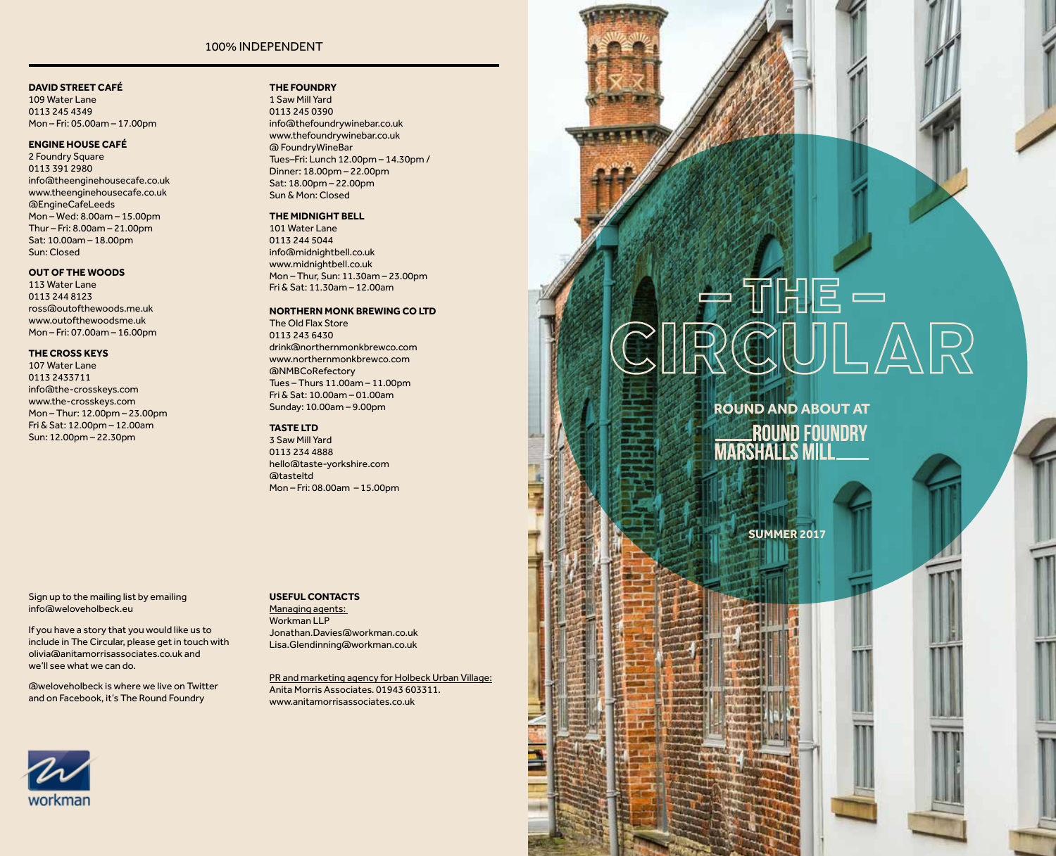## 100% INDEPENDENT

**DAVID STREET CAFÉ**
109 Water Lane
0113 245 4349
Mon – Fri: 05.00am – 17.00pm

**ENGINE HOUSE CAFÉ**
2 Foundry Square
0113 391 2980
info@theenginehousecafe.co.uk
www.theenginehousecafe.co.uk
@EngineCafeLeeds
Mon – Wed: 8.00am – 15.00pm
Thur – Fri: 8.00am – 21.00pm
Sat: 10.00am – 18.00pm
Sun: Closed

**OUT OF THE WOODS**
113 Water Lane
0113 244 8123
ross@outofthewoods.me.uk
www.outofthewoodsme.uk
Mon – Fri: 07.00am – 16.00pm

**THE CROSS KEYS**
107 Water Lane
0113 2433711
info@the-crosskeys.com
www.the-crosskeys.com
Mon – Thur: 12.00pm – 23.00pm
Fri & Sat: 12.00pm – 12.00am
Sun: 12.00pm – 22.30pm

**THE FOUNDRY**
1 Saw Mill Yard
0113 245 0390
info@thefoundrywinebar.co.uk
www.thefoundrywinebar.co.uk
@ FoundryWineBar
Tues–Fri: Lunch 12.00pm – 14.30pm /
Dinner: 18.00pm – 22.00pm
Sat: 18.00pm – 22.00pm
Sun & Mon: Closed

**THE MIDNIGHT BELL**
101 Water Lane
0113 244 5044
info@midnightbell.co.uk
www.midnightbell.co.uk
Mon – Thur, Sun: 11.30am – 23.00pm
Fri & Sat: 11.30am – 12.00am

**NORTHERN MONK BREWING CO LTD**
The Old Flax Store
0113 243 6430
drink@northernmonkbrewco.com
www.northernmonkbrewco.com
@NMBCoRefectory
Tues – Thurs 11.00am – 11.00pm
Fri & Sat: 10.00am – 01.00am
Sunday: 10.00am – 9.00pm

**TASTE LTD**
3 Saw Mill Yard
0113 234 4888
hello@taste-yorkshire.com
@tasteltd
Mon – Fri: 08.00am – 15.00pm

Sign up to the mailing list by emailing info@weloveholbeck.eu

If you have a story that you would like us to include in The Circular, please get in touch with olivia@anitamorrisassociates.co.uk and we'll see what we can do.

@weloveholbeck is where we live on Twitter and on Facebook, it's The Round Foundry

**USEFUL CONTACTS**

Managing agents:
Workman LLP
Jonathan.Davies@workman.co.uk
Lisa.Glendinning@workman.co.uk

PR and marketing agency for Holbeck Urban Village:
Anita Morris Associates. 01943 603311.
www.anitamorrisassociates.co.uk

workman

# – THE – CIRCULAR

**ROUND AND ABOUT AT**

**ROUND FOUNDRY MARSHALLS MILL**

**SUMMER 2017**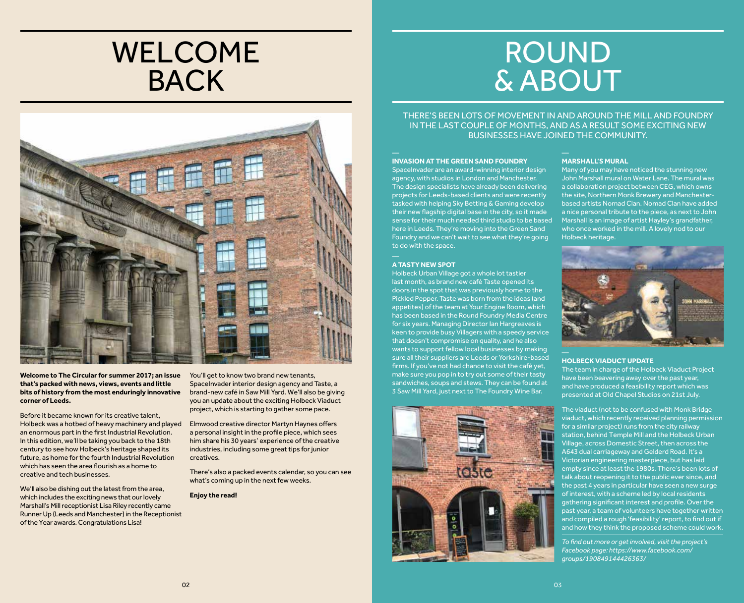# WELCOME BACK

**Welcome to The Circular for summer 2017; an issue that's packed with news, views, events and little bits of history from the most enduringly innovative corner of Leeds.**

Before it became known for its creative talent, Holbeck was a hotbed of heavy machinery and played an enormous part in the first Industrial Revolution. In this edition, we'll be taking you back to the 18th century to see how Holbeck's heritage shaped its future, as home for the fourth Industrial Revolution which has seen the area flourish as a home to creative and tech businesses.

We'll also be dishing out the latest from the area, which includes the exciting news that our lovely Marshall's Mill receptionist Lisa Riley recently came Runner Up (Leeds and Manchester) in the Receptionist of the Year awards. Congratulations Lisa!

You'll get to know two brand new tenants, SpaceInvader interior design agency and Taste, a brand-new café in Saw Mill Yard. We'll also be giving you an update about the exciting Holbeck Viaduct project, which is starting to gather some pace.

Elmwood creative director Martyn Haynes offers a personal insight in the profile piece, which sees him share his 30 years' experience of the creative industries, including some great tips for junior creatives.

There's also a packed events calendar, so you can see what's coming up in the next few weeks.

**Enjoy the read!**

# ROUND & ABOUT

THERE'S BEEN LOTS OF MOVEMENT IN AND AROUND THE MILL AND FOUNDRY IN THE LAST COUPLE OF MONTHS, AND AS A RESULT SOME EXCITING NEW BUSINESSES HAVE JOINED THE COMMUNITY.

### INVASION AT THE GREEN SAND FOUNDRY

SpaceInvader are an award-winning interior design agency, with studios in London and Manchester. The design specialists have already been delivering projects for Leeds-based clients and were recently tasked with helping Sky Betting & Gaming develop their new flagship digital base in the city, so it made sense for their much needed third studio to be based here in Leeds. They're moving into the Green Sand Foundry and we can't wait to see what they're going to do with the space.

### A TASTY NEW SPOT

Holbeck Urban Village got a whole lot tastier last month, as brand new café Taste opened its doors in the spot that was previously home to the Pickled Pepper. Taste was born from the ideas (and appetites) of the team at Your Engine Room, which has been based in the Round Foundry Media Centre for six years. Managing Director Ian Hargreaves is keen to provide busy Villagers with a speedy service that doesn't compromise on quality, and he also wants to support fellow local businesses by making sure all their suppliers are Leeds or Yorkshire-based firms. If you've not had chance to visit the café yet, make sure you pop in to try out some of their tasty sandwiches, soups and stews. They can be found at 3 Saw Mill Yard, just next to The Foundry Wine Bar.

### MARSHALL'S MURAL

Many of you may have noticed the stunning new John Marshall mural on Water Lane. The mural was a collaboration project between CEG, which owns the site, Northern Monk Brewery and Manchester-based artists Nomad Clan. Nomad Clan have added a nice personal tribute to the piece, as next to John Marshall is an image of artist Hayley's grandfather, who once worked in the mill. A lovely nod to our Holbeck heritage.

### HOLBECK VIADUCT UPDATE

The team in charge of the Holbeck Viaduct Project have been beavering away over the past year, and have produced a feasibility report which was presented at Old Chapel Studios on 21st July.

The viaduct (not to be confused with Monk Bridge viaduct, which recently received planning permission for a similar project) runs from the city railway station, behind Temple Mill and the Holbeck Urban Village, across Domestic Street, then across the A643 dual carriageway and Gelderd Road. It's a Victorian engineering masterpiece, but has laid empty since at least the 1980s. There's been lots of talk about reopening it to the public ever since, and the past 4 years in particular have seen a new surge of interest, with a scheme led by local residents gathering significant interest and profile. Over the past year, a team of volunteers have together written and compiled a rough 'feasibility' report, to find out if and how they think the proposed scheme could work.

*To find out more or get involved, visit the project's Facebook page: https://www.facebook.com/groups/190849144426363/*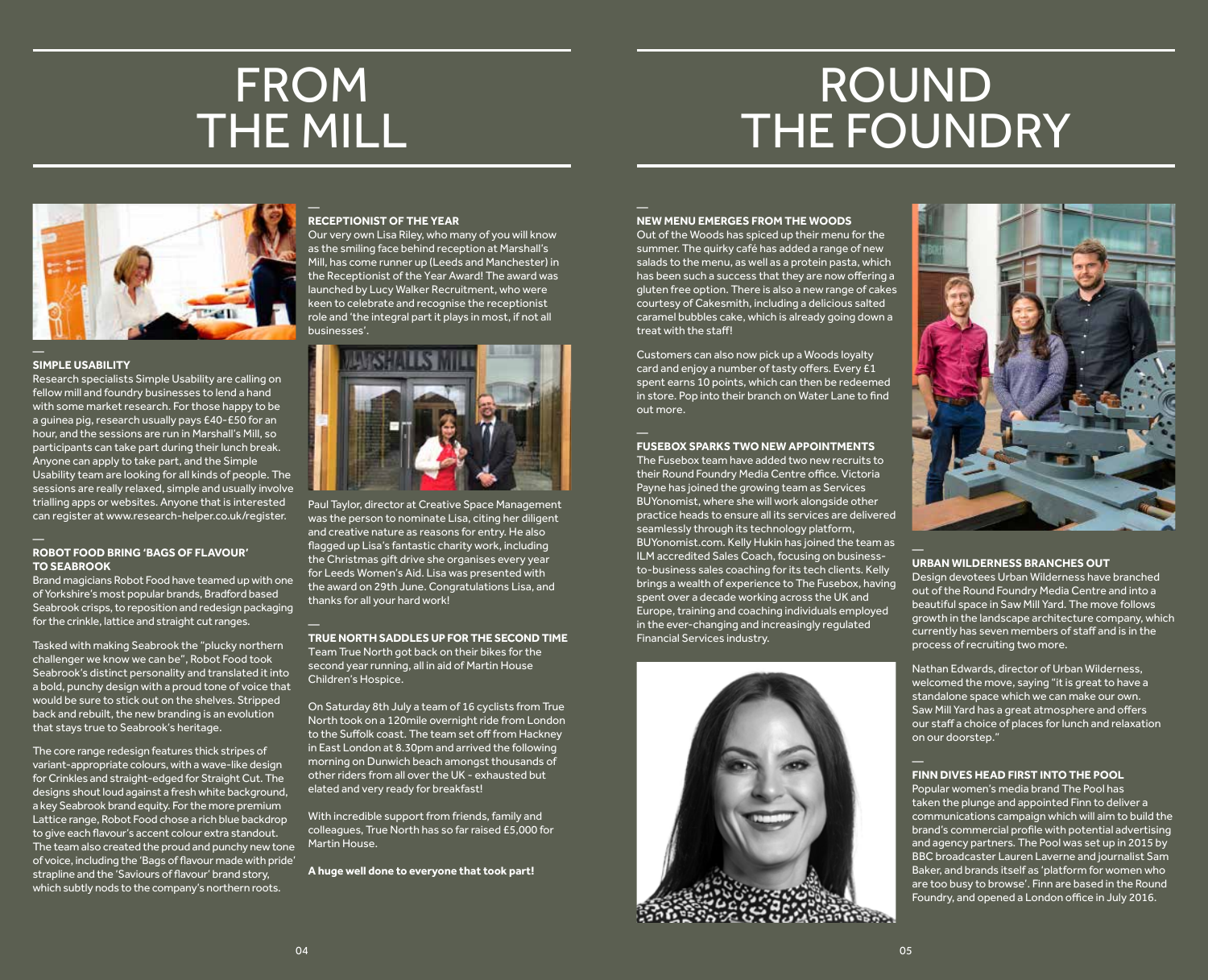# FROM THE MILL

### SIMPLE USABILITY

Research specialists Simple Usability are calling on fellow mill and foundry businesses to lend a hand with some market research. For those happy to be a guinea pig, research usually pays £40-£50 for an hour, and the sessions are run in Marshall's Mill, so participants can take part during their lunch break. Anyone can apply to take part, and the Simple Usability team are looking for all kinds of people. The sessions are really relaxed, simple and usually involve trialling apps or websites. Anyone that is interested can register at www.research-helper.co.uk/register.

### ROBOT FOOD BRING 'BAGS OF FLAVOUR' TO SEABROOK

Brand magicians Robot Food have teamed up with one of Yorkshire's most popular brands, Bradford based Seabrook crisps, to reposition and redesign packaging for the crinkle, lattice and straight cut ranges.

Tasked with making Seabrook the "plucky northern challenger we know we can be", Robot Food took Seabrook's distinct personality and translated it into a bold, punchy design with a proud tone of voice that would be sure to stick out on the shelves. Stripped back and rebuilt, the new branding is an evolution that stays true to Seabrook's heritage.

The core range redesign features thick stripes of variant-appropriate colours, with a wave-like design for Crinkles and straight-edged for Straight Cut. The designs shout loud against a fresh white background, a key Seabrook brand equity. For the more premium Lattice range, Robot Food chose a rich blue backdrop to give each flavour's accent colour extra standout. The team also created the proud and punchy new tone of voice, including the 'Bags of flavour made with pride' strapline and the 'Saviours of flavour' brand story, which subtly nods to the company's northern roots.

### RECEPTIONIST OF THE YEAR

Our very own Lisa Riley, who many of you will know as the smiling face behind reception at Marshall's Mill, has come runner up (Leeds and Manchester) in the Receptionist of the Year Award! The award was launched by Lucy Walker Recruitment, who were keen to celebrate and recognise the receptionist role and 'the integral part it plays in most, if not all businesses'.

Paul Taylor, director at Creative Space Management was the person to nominate Lisa, citing her diligent and creative nature as reasons for entry. He also flagged up Lisa's fantastic charity work, including the Christmas gift drive she organises every year for Leeds Women's Aid. Lisa was presented with the award on 29th June. Congratulations Lisa, and thanks for all your hard work!

### TRUE NORTH SADDLES UP FOR THE SECOND TIME

Team True North got back on their bikes for the second year running, all in aid of Martin House Children's Hospice.

On Saturday 8th July a team of 16 cyclists from True North took on a 120mile overnight ride from London to the Suffolk coast. The team set off from Hackney in East London at 8.30pm and arrived the following morning on Dunwich beach amongst thousands of other riders from all over the UK - exhausted but elated and very ready for breakfast!

With incredible support from friends, family and colleagues, True North has so far raised £5,000 for Martin House.

**A huge well done to everyone that took part!**

# ROUND THE FOUNDRY

### NEW MENU EMERGES FROM THE WOODS

Out of the Woods has spiced up their menu for the summer. The quirky café has added a range of new salads to the menu, as well as a protein pasta, which has been such a success that they are now offering a gluten free option. There is also a new range of cakes courtesy of Cakesmith, including a delicious salted caramel bubbles cake, which is already going down a treat with the staff!

Customers can also now pick up a Woods loyalty card and enjoy a number of tasty offers. Every £1 spent earns 10 points, which can then be redeemed in store. Pop into their branch on Water Lane to find out more.

### FUSEBOX SPARKS TWO NEW APPOINTMENTS

The Fusebox team have added two new recruits to their Round Foundry Media Centre office. Victoria Payne has joined the growing team as Services BUYonomist, where she will work alongside other practice heads to ensure all its services are delivered seamlessly through its technology platform, BUYonomist.com. Kelly Hukin has joined the team as ILM accredited Sales Coach, focusing on business-to-business sales coaching for its tech clients. Kelly brings a wealth of experience to The Fusebox, having spent over a decade working across the UK and Europe, training and coaching individuals employed in the ever-changing and increasingly regulated Financial Services industry.

### URBAN WILDERNESS BRANCHES OUT

Design devotees Urban Wilderness have branched out of the Round Foundry Media Centre and into a beautiful space in Saw Mill Yard. The move follows growth in the landscape architecture company, which currently has seven members of staff and is in the process of recruiting two more.

Nathan Edwards, director of Urban Wilderness, welcomed the move, saying "it is great to have a standalone space which we can make our own. Saw Mill Yard has a great atmosphere and offers our staff a choice of places for lunch and relaxation on our doorstep."

### FINN DIVES HEAD FIRST INTO THE POOL

Popular women's media brand The Pool has taken the plunge and appointed Finn to deliver a communications campaign which will aim to build the brand's commercial profile with potential advertising and agency partners. The Pool was set up in 2015 by BBC broadcaster Lauren Laverne and journalist Sam Baker, and brands itself as 'platform for women who are too busy to browse'. Finn are based in the Round Foundry, and opened a London office in July 2016.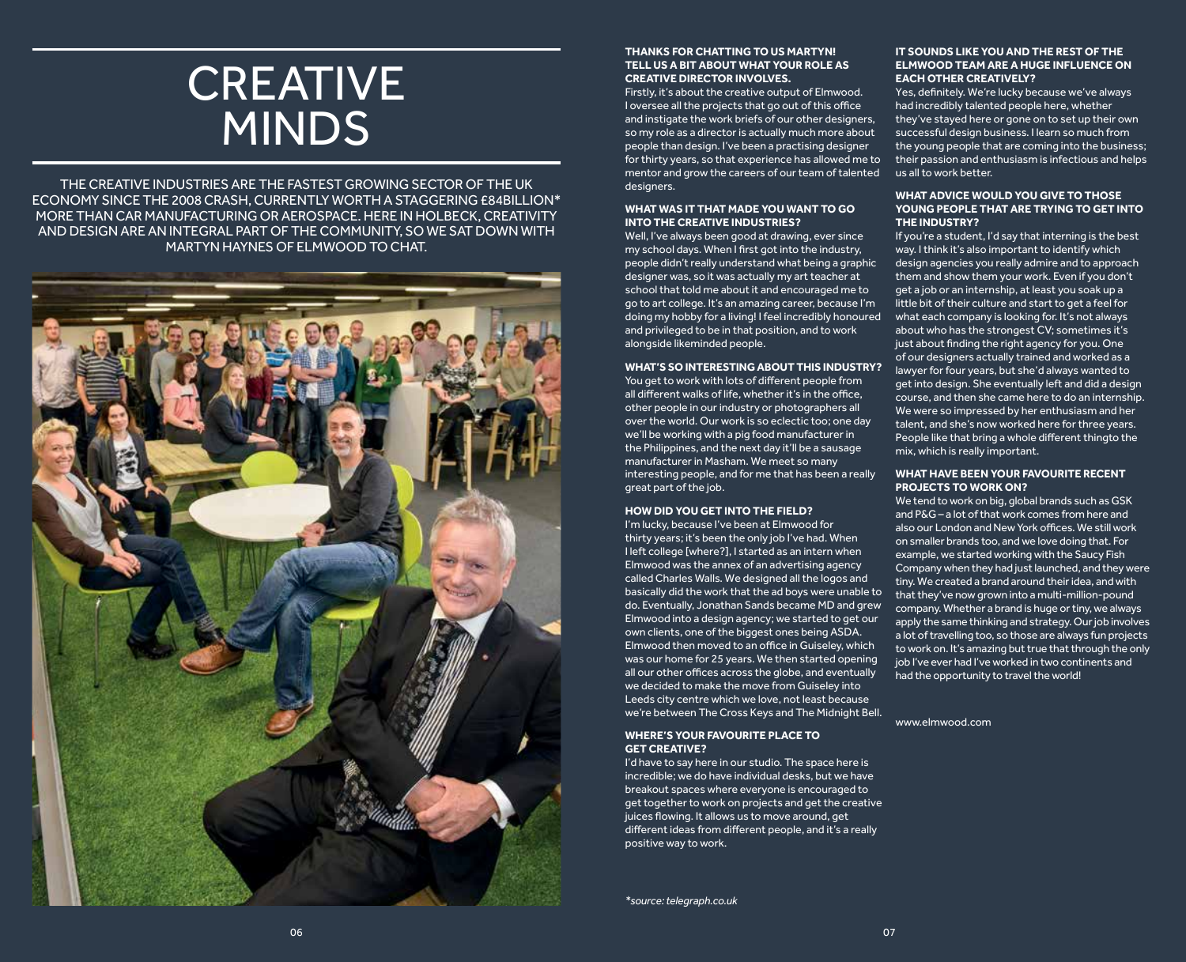# CREATIVE MINDS

THE CREATIVE INDUSTRIES ARE THE FASTEST GROWING SECTOR OF THE UK ECONOMY SINCE THE 2008 CRASH, CURRENTLY WORTH A STAGGERING £84BILLION* MORE THAN CAR MANUFACTURING OR AEROSPACE. HERE IN HOLBECK, CREATIVITY AND DESIGN ARE AN INTEGRAL PART OF THE COMMUNITY, SO WE SAT DOWN WITH MARTYN HAYNES OF ELMWOOD TO CHAT.

**THANKS FOR CHATTING TO US MARTYN! TELL US A BIT ABOUT WHAT YOUR ROLE AS CREATIVE DIRECTOR INVOLVES.**

Firstly, it's about the creative output of Elmwood. I oversee all the projects that go out of this office and instigate the work briefs of our other designers, so my role as a director is actually much more about people than design. I've been a practising designer for thirty years, so that experience has allowed me to mentor and grow the careers of our team of talented designers.

**WHAT WAS IT THAT MADE YOU WANT TO GO INTO THE CREATIVE INDUSTRIES?**

Well, I've always been good at drawing, ever since my school days. When I first got into the industry, people didn't really understand what being a graphic designer was, so it was actually my art teacher at school that told me about it and encouraged me to go to art college. It's an amazing career, because I'm doing my hobby for a living! I feel incredibly honoured and privileged to be in that position, and to work alongside likeminded people.

**WHAT'S SO INTERESTING ABOUT THIS INDUSTRY?**

You get to work with lots of different people from all different walks of life, whether it's in the office, other people in our industry or photographers all over the world. Our work is so eclectic too; one day we'll be working with a pig food manufacturer in the Philippines, and the next day it'll be a sausage manufacturer in Masham. We meet so many interesting people, and for me that has been a really great part of the job.

**HOW DID YOU GET INTO THE FIELD?**

I'm lucky, because I've been at Elmwood for thirty years; it's been the only job I've had. When I left college [where?], I started as an intern when Elmwood was the annex of an advertising agency called Charles Walls. We designed all the logos and basically did the work that the ad boys were unable to do. Eventually, Jonathan Sands became MD and grew Elmwood into a design agency; we started to get our own clients, one of the biggest ones being ASDA. Elmwood then moved to an office in Guiseley, which was our home for 25 years. We then started opening all our other offices across the globe, and eventually we decided to make the move from Guiseley into Leeds city centre which we love, not least because we're between The Cross Keys and The Midnight Bell.

**WHERE'S YOUR FAVOURITE PLACE TO GET CREATIVE?**

I'd have to say here in our studio. The space here is incredible; we do have individual desks, but we have breakout spaces where everyone is encouraged to get together to work on projects and get the creative juices flowing. It allows us to move around, get different ideas from different people, and it's a really positive way to work.

*\*source: telegraph.co.uk*

**IT SOUNDS LIKE YOU AND THE REST OF THE ELMWOOD TEAM ARE A HUGE INFLUENCE ON EACH OTHER CREATIVELY?**

Yes, definitely. We're lucky because we've always had incredibly talented people here, whether they've stayed here or gone on to set up their own successful design business. I learn so much from the young people that are coming into the business; their passion and enthusiasm is infectious and helps us all to work better.

**WHAT ADVICE WOULD YOU GIVE TO THOSE YOUNG PEOPLE THAT ARE TRYING TO GET INTO THE INDUSTRY?**

If you're a student, I'd say that interning is the best way. I think it's also important to identify which design agencies you really admire and to approach them and show them your work. Even if you don't get a job or an internship, at least you soak up a little bit of their culture and start to get a feel for what each company is looking for. It's not always about who has the strongest CV; sometimes it's just about finding the right agency for you. One of our designers actually trained and worked as a lawyer for four years, but she'd always wanted to get into design. She eventually left and did a design course, and then she came here to do an internship. We were so impressed by her enthusiasm and her talent, and she's now worked here for three years. People like that bring a whole different thingto the mix, which is really important.

**WHAT HAVE BEEN YOUR FAVOURITE RECENT PROJECTS TO WORK ON?**

We tend to work on big, global brands such as GSK and P&G – a lot of that work comes from here and also our London and New York offices. We still work on smaller brands too, and we love doing that. For example, we started working with the Saucy Fish Company when they had just launched, and they were tiny. We created a brand around their idea, and with that they've now grown into a multi-million-pound company. Whether a brand is huge or tiny, we always apply the same thinking and strategy. Our job involves a lot of travelling too, so those are always fun projects to work on. It's amazing but true that through the only job I've ever had I've worked in two continents and had the opportunity to travel the world!

www.elmwood.com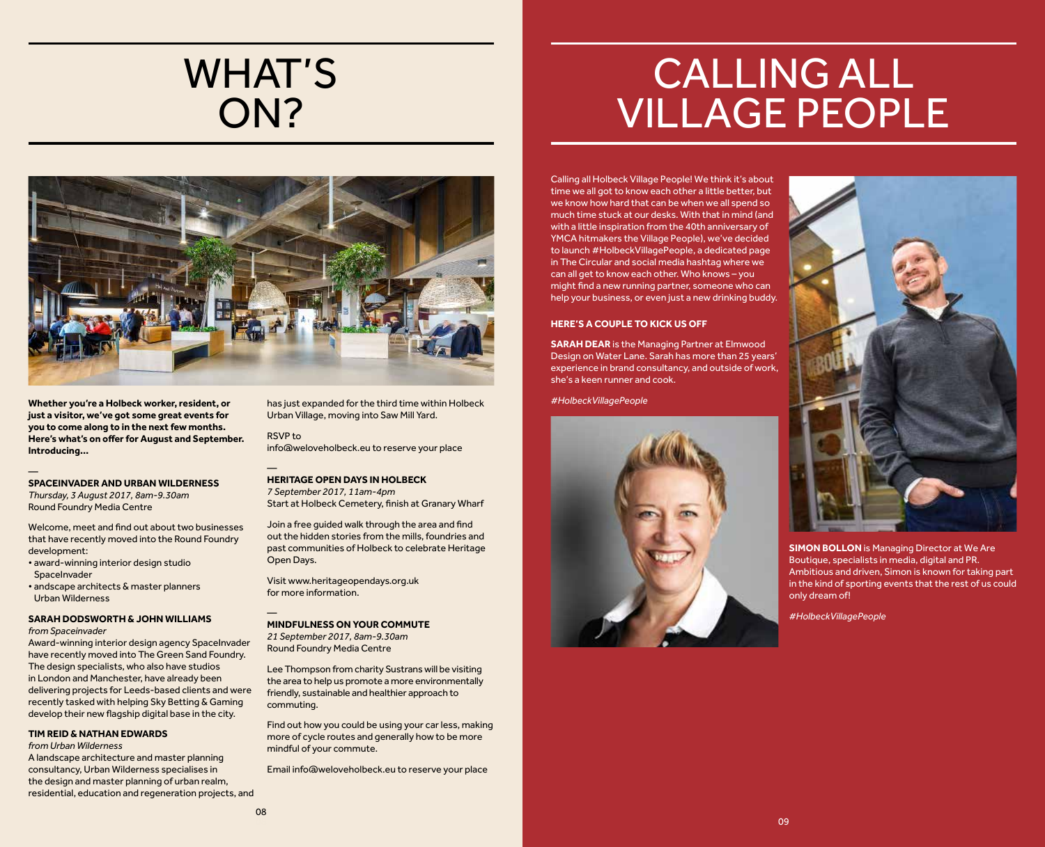# WHAT'S ON?

**Whether you're a Holbeck worker, resident, or just a visitor, we've got some great events for you to come along to in the next few months. Here's what's on offer for August and September. Introducing...**

—

### SPACEINVADER AND URBAN WILDERNESS

*Thursday, 3 August 2017, 8am-9.30am*
Round Foundry Media Centre

Welcome, meet and find out about two businesses that have recently moved into the Round Foundry development:

- award-winning interior design studio SpaceInvader
- andscape architects & master planners Urban Wilderness

**SARAH DODSWORTH & JOHN WILLIAMS**
*from Spaceinvader*
Award-winning interior design agency SpaceInvader have recently moved into The Green Sand Foundry. The design specialists, who also have studios in London and Manchester, have already been delivering projects for Leeds-based clients and were recently tasked with helping Sky Betting & Gaming develop their new flagship digital base in the city.

**TIM REID & NATHAN EDWARDS**
*from Urban Wilderness*
A landscape architecture and master planning consultancy, Urban Wilderness specialises in the design and master planning of urban realm, residential, education and regeneration projects, and has just expanded for the third time within Holbeck Urban Village, moving into Saw Mill Yard.

RSVP to
info@weloveholbeck.eu to reserve your place

—

### HERITAGE OPEN DAYS IN HOLBECK

*7 September 2017, 11am-4pm*
Start at Holbeck Cemetery, finish at Granary Wharf

Join a free guided walk through the area and find out the hidden stories from the mills, foundries and past communities of Holbeck to celebrate Heritage Open Days.

Visit www.heritageopendays.org.uk for more information.

—

### MINDFULNESS ON YOUR COMMUTE

*21 September 2017, 8am-9.30am*
Round Foundry Media Centre

Lee Thompson from charity Sustrans will be visiting the area to help us promote a more environmentally friendly, sustainable and healthier approach to commuting.

Find out how you could be using your car less, making more of cycle routes and generally how to be more mindful of your commute.

Email info@weloveholbeck.eu to reserve your place

# CALLING ALL VILLAGE PEOPLE

Calling all Holbeck Village People! We think it's about time we all got to know each other a little better, but we know how hard that can be when we all spend so much time stuck at our desks. With that in mind (and with a little inspiration from the 40th anniversary of YMCA hitmakers the Village People), we've decided to launch #HolbeckVillagePeople, a dedicated page in The Circular and social media hashtag where we can all get to know each other. Who knows – you might find a new running partner, someone who can help your business, or even just a new drinking buddy.

### HERE'S A COUPLE TO KICK US OFF

**SARAH DEAR** is the Managing Partner at Elmwood Design on Water Lane. Sarah has more than 25 years' experience in brand consultancy, and outside of work, she's a keen runner and cook.

*#HolbeckVillagePeople*

**SIMON BOLLON** is Managing Director at We Are Boutique, specialists in media, digital and PR. Ambitious and driven, Simon is known for taking part in the kind of sporting events that the rest of us could only dream of!

*#HolbeckVillagePeople*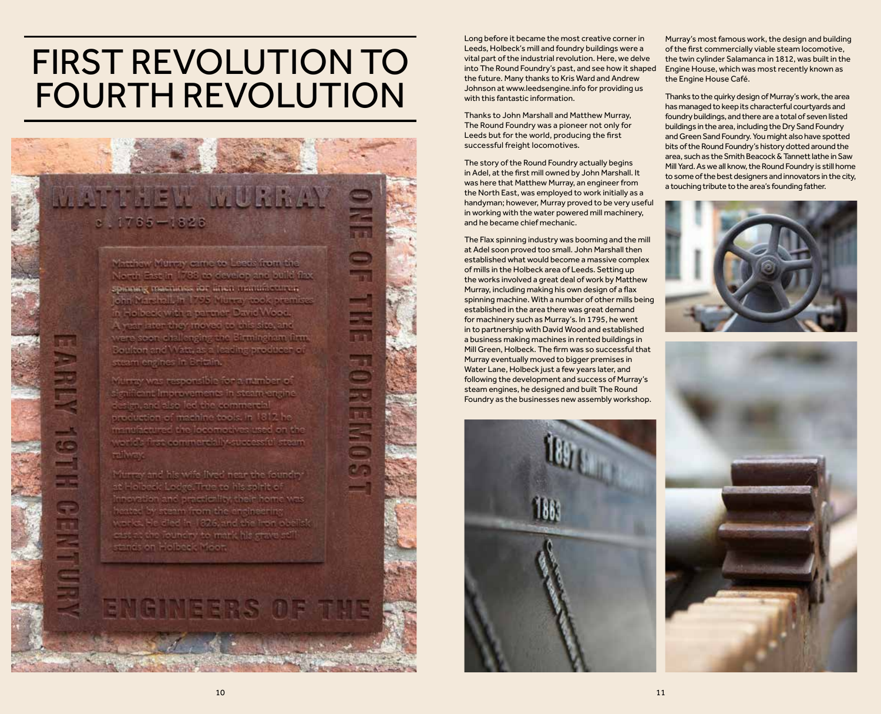# FIRST REVOLUTION TO FOURTH REVOLUTION

Long before it became the most creative corner in Leeds, Holbeck's mill and foundry buildings were a vital part of the industrial revolution. Here, we delve into The Round Foundry's past, and see how it shaped the future. Many thanks to Kris Ward and Andrew Johnson at www.leedsengine.info for providing us with this fantastic information.

Thanks to John Marshall and Matthew Murray, The Round Foundry was a pioneer not only for Leeds but for the world, producing the first successful freight locomotives.

The story of the Round Foundry actually begins in Adel, at the first mill owned by John Marshall. It was here that Matthew Murray, an engineer from the North East, was employed to work initially as a handyman; however, Murray proved to be very useful in working with the water powered mill machinery, and he became chief mechanic.

The Flax spinning industry was booming and the mill at Adel soon proved too small. John Marshall then established what would become a massive complex of mills in the Holbeck area of Leeds. Setting up the works involved a great deal of work by Matthew Murray, including making his own design of a flax spinning machine. With a number of other mills being established in the area there was great demand for machinery such as Murray's. In 1795, he went in to partnership with David Wood and established a business making machines in rented buildings in Mill Green, Holbeck. The firm was so successful that Murray eventually moved to bigger premises in Water Lane, Holbeck just a few years later, and following the development and success of Murray's steam engines, he designed and built The Round Foundry as the businesses new assembly workshop.

Murray's most famous work, the design and building of the first commercially viable steam locomotive, the twin cylinder Salamanca in 1812, was built in the Engine House, which was most recently known as the Engine House Café.

Thanks to the quirky design of Murray's work, the area has managed to keep its characterful courtyards and foundry buildings, and there are a total of seven listed buildings in the area, including the Dry Sand Foundry and Green Sand Foundry. You might also have spotted bits of the Round Foundry's history dotted around the area, such as the Smith Beacock & Tannett lathe in Saw Mill Yard. As we all know, the Round Foundry is still home to some of the best designers and innovators in the city, a touching tribute to the area's founding father.